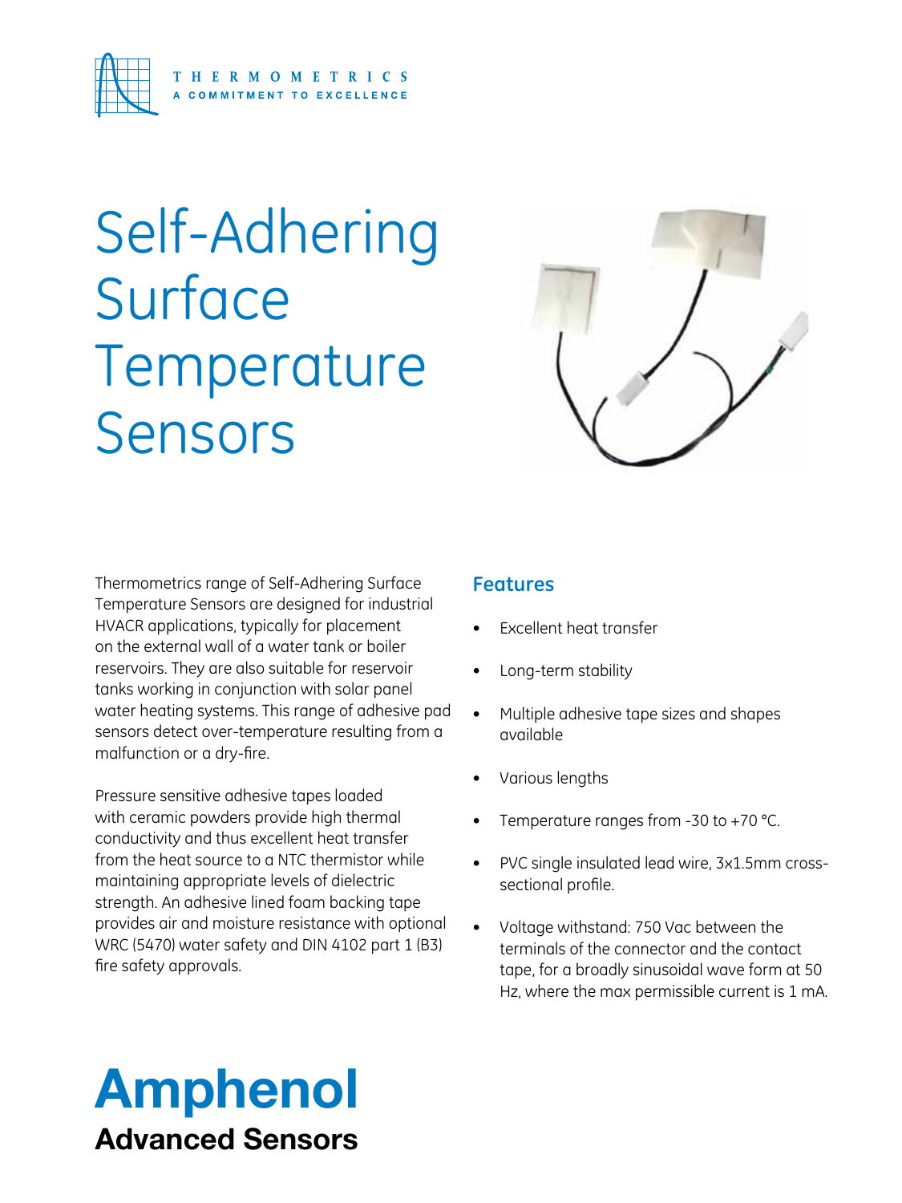THERMOMETRICS
A COMMITMENT TO EXCELLENCE

# Self-Adhering Surface Temperature Sensors

Thermometrics range of Self-Adhering Surface Temperature Sensors are designed for industrial HVACR applications, typically for placement on the external wall of a water tank or boiler reservoirs. They are also suitable for reservoir tanks working in conjunction with solar panel water heating systems. This range of adhesive pad sensors detect over-temperature resulting from a malfunction or a dry-fire.

Pressure sensitive adhesive tapes loaded with ceramic powders provide high thermal conductivity and thus excellent heat transfer from the heat source to a NTC thermistor while maintaining appropriate levels of dielectric strength. An adhesive lined foam backing tape provides air and moisture resistance with optional WRC (5470) water safety and DIN 4102 part 1 (B3) fire safety approvals.

## Features

- Excellent heat transfer
- Long-term stability
- Multiple adhesive tape sizes and shapes available
- Various lengths
- Temperature ranges from -30 to +70 °C.
- PVC single insulated lead wire, 3x1.5mm cross-sectional profile.
- Voltage withstand: 750 Vac between the terminals of the connector and the contact tape, for a broadly sinusoidal wave form at 50 Hz, where the max permissible current is 1 mA.

**Amphenol**
**Advanced Sensors**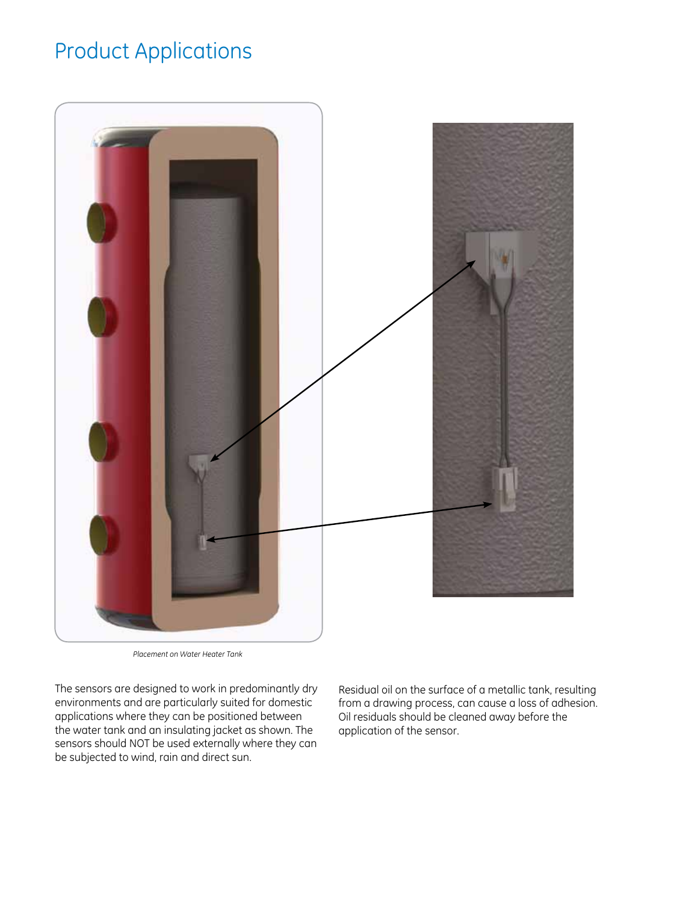# Product Applications

*Placement on Water Heater Tank*

The sensors are designed to work in predominantly dry environments and are particularly suited for domestic applications where they can be positioned between the water tank and an insulating jacket as shown. The sensors should NOT be used externally where they can be subjected to wind, rain and direct sun.

Residual oil on the surface of a metallic tank, resulting from a drawing process, can cause a loss of adhesion. Oil residuals should be cleaned away before the application of the sensor.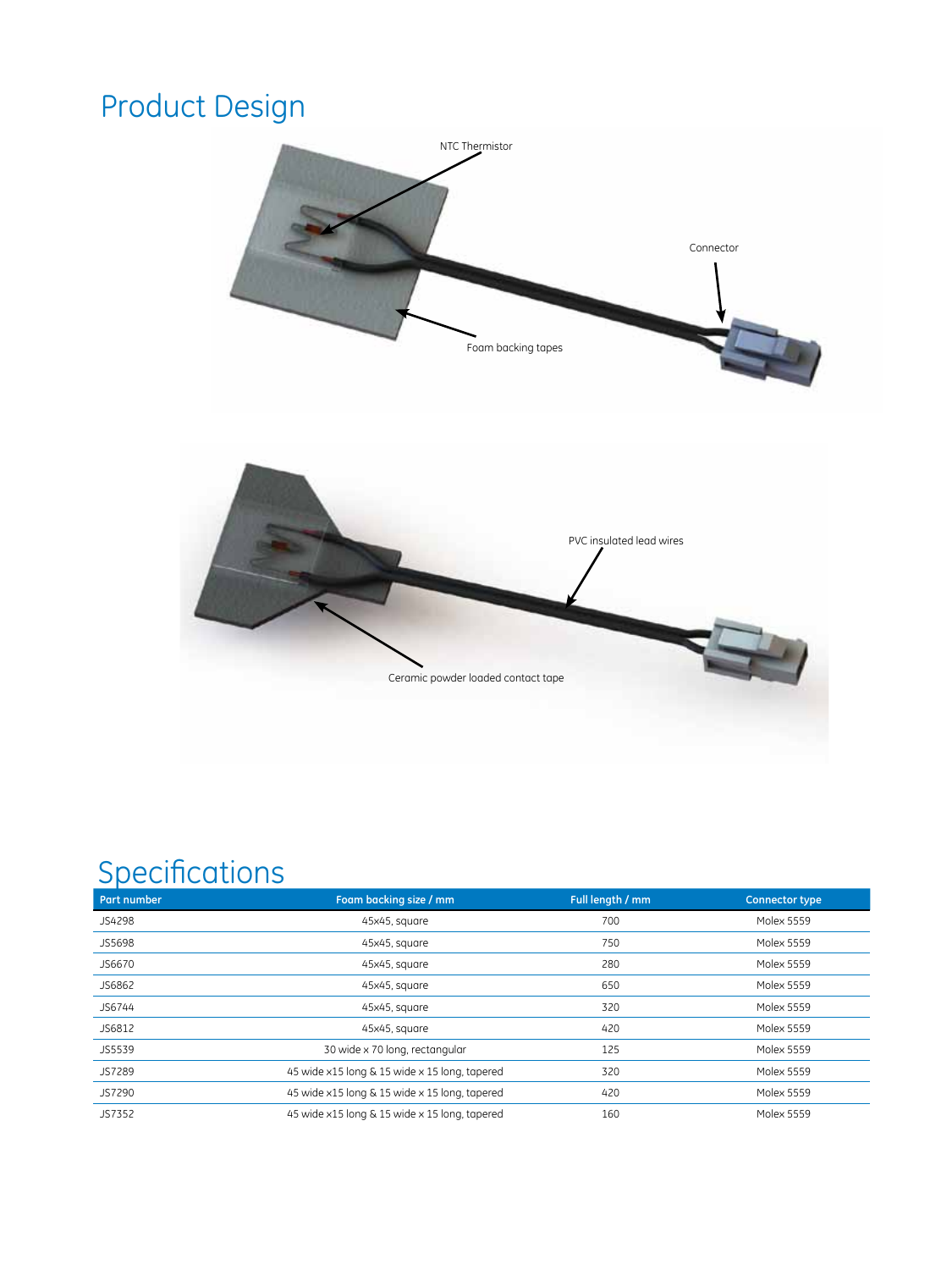# Product Design

NTC Thermistor

Connector

Foam backing tapes

PVC insulated lead wires

Ceramic powder loaded contact tape

# Specifications

| Part number | Foam backing size / mm | Full length / mm | Connector type |
|---|---|---|---|
| JS4298 | 45x45, square | 700 | Molex 5559 |
| JS5698 | 45x45, square | 750 | Molex 5559 |
| JS6670 | 45x45, square | 280 | Molex 5559 |
| JS6862 | 45x45, square | 650 | Molex 5559 |
| JS6744 | 45x45, square | 320 | Molex 5559 |
| JS6812 | 45x45, square | 420 | Molex 5559 |
| JS5539 | 30 wide x 70 long, rectangular | 125 | Molex 5559 |
| JS7289 | 45 wide x15 long & 15 wide x 15 long, tapered | 320 | Molex 5559 |
| JS7290 | 45 wide x15 long & 15 wide x 15 long, tapered | 420 | Molex 5559 |
| JS7352 | 45 wide x15 long & 15 wide x 15 long, tapered | 160 | Molex 5559 |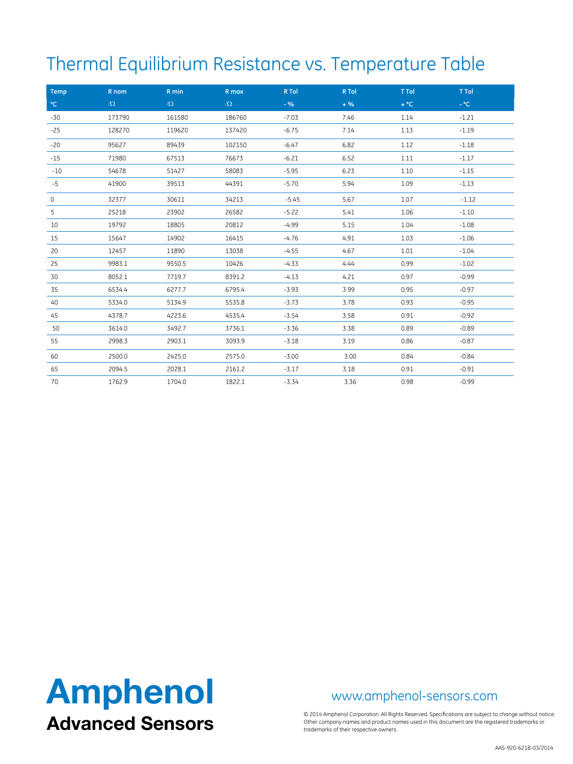# Thermal Equilibrium Resistance vs. Temperature Table

| Temp °C | R nom /Ω | R min /Ω | R max /Ω | R Tol - % | R Tol + % | T Tol + °C | T Tol - °C |
|---|---|---|---|---|---|---|---|
| -30 | 173790 | 161580 | 186760 | -7.03 | 7.46 | 1.14 | -1.21 |
| -25 | 128270 | 119620 | 137420 | -6.75 | 7.14 | 1.13 | -1.19 |
| -20 | 95627 | 89439 | 102150 | -6.47 | 6.82 | 1.12 | -1.18 |
| -15 | 71980 | 67513 | 76673 | -6.21 | 6.52 | 1.11 | -1.17 |
| -10 | 54678 | 51427 | 58083 | -5.95 | 6.23 | 1.10 | -1.15 |
| -5 | 41900 | 39513 | 44391 | -5.70 | 5.94 | 1.09 | -1.13 |
| 0 | 32377 | 30611 | 34213 | -5.45 | 5.67 | 1.07 | -1.12 |
| 5 | 25218 | 23902 | 26582 | -5.22 | 5.41 | 1.06 | -1.10 |
| 10 | 19792 | 18805 | 20812 | -4.99 | 5.15 | 1.04 | -1.08 |
| 15 | 15647 | 14902 | 16415 | -4.76 | 4.91 | 1.03 | -1.06 |
| 20 | 12457 | 11890 | 13038 | -4.55 | 4.67 | 1.01 | -1.04 |
| 25 | 9983.1 | 9550.5 | 10426 | -4.33 | 4.44 | 0.99 | -1.02 |
| 30 | 8052.1 | 7719.7 | 8391.2 | -4.13 | 4.21 | 0.97 | -0.99 |
| 35 | 6534.4 | 6277.7 | 6795.4 | -3.93 | 3.99 | 0.95 | -0.97 |
| 40 | 5334.0 | 5134.9 | 5535.8 | -3.73 | 3.78 | 0.93 | -0.95 |
| 45 | 4378.7 | 4223.6 | 4535.4 | -3.54 | 3.58 | 0.91 | -0.92 |
| 50 | 3614.0 | 3492.7 | 3736.1 | -3.36 | 3.38 | 0.89 | -0.89 |
| 55 | 2998.3 | 2903.1 | 3093.9 | -3.18 | 3.19 | 0.86 | -0.87 |
| 60 | 2500.0 | 2425.0 | 2575.0 | -3.00 | 3.00 | 0.84 | -0.84 |
| 65 | 2094.5 | 2028.1 | 2161.2 | -3.17 | 3.18 | 0.91 | -0.91 |
| 70 | 1762.9 | 1704.0 | 1822.1 | -3.34 | 3.36 | 0.98 | -0.99 |

**Amphenol**
**Advanced Sensors**

www.amphenol-sensors.com

© 2014 Amphenol Corporation. All Rights Reserved. Specifications are subject to change without notice. Other company names and product names used in this document are the registered trademarks or trademarks of their respective owners.

AAS-920-621B-03/2014